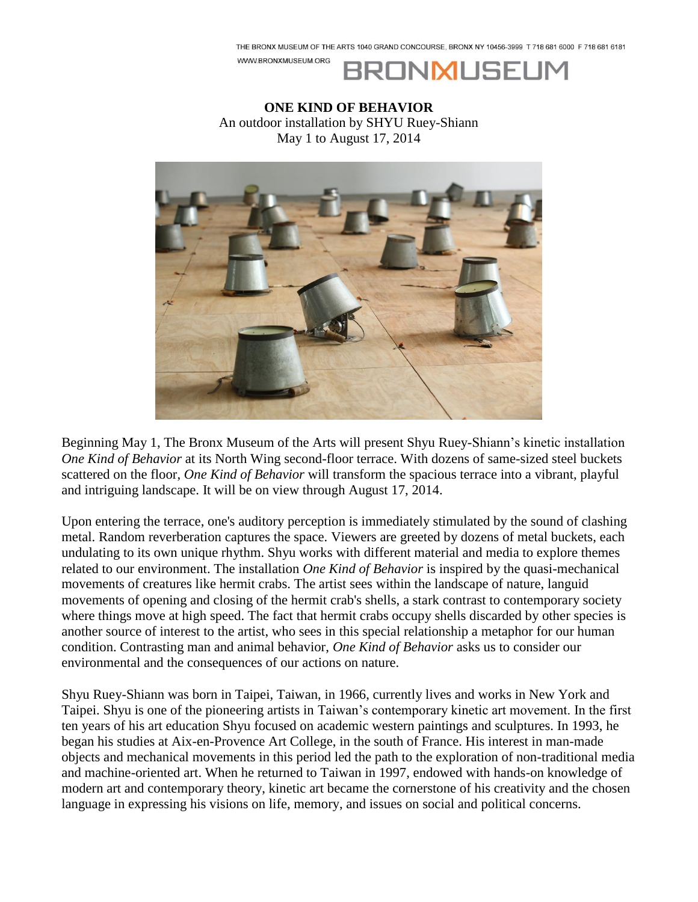THE BRONX MUSEUM OF THE ARTS 1040 GRAND CONCOURSE, BRONX NY 10456-3999 T 718 681 6000 F 718 681 6181
WWW.BRONXMUSEUM.ORG

BRONXMUSEUM

**ONE KIND OF BEHAVIOR**
An outdoor installation by SHYU Ruey-Shiann
May 1 to August 17, 2014

Beginning May 1, The Bronx Museum of the Arts will present Shyu Ruey-Shiann's kinetic installation *One Kind of Behavior* at its North Wing second-floor terrace. With dozens of same-sized steel buckets scattered on the floor, *One Kind of Behavior* will transform the spacious terrace into a vibrant, playful and intriguing landscape. It will be on view through August 17, 2014.

Upon entering the terrace, one's auditory perception is immediately stimulated by the sound of clashing metal. Random reverberation captures the space. Viewers are greeted by dozens of metal buckets, each undulating to its own unique rhythm. Shyu works with different material and media to explore themes related to our environment. The installation *One Kind of Behavior* is inspired by the quasi-mechanical movements of creatures like hermit crabs. The artist sees within the landscape of nature, languid movements of opening and closing of the hermit crab's shells, a stark contrast to contemporary society where things move at high speed. The fact that hermit crabs occupy shells discarded by other species is another source of interest to the artist, who sees in this special relationship a metaphor for our human condition. Contrasting man and animal behavior, *One Kind of Behavior* asks us to consider our environmental and the consequences of our actions on nature.

Shyu Ruey-Shiann was born in Taipei, Taiwan, in 1966, currently lives and works in New York and Taipei. Shyu is one of the pioneering artists in Taiwan's contemporary kinetic art movement. In the first ten years of his art education Shyu focused on academic western paintings and sculptures. In 1993, he began his studies at Aix-en-Provence Art College, in the south of France. His interest in man-made objects and mechanical movements in this period led the path to the exploration of non-traditional media and machine-oriented art. When he returned to Taiwan in 1997, endowed with hands-on knowledge of modern art and contemporary theory, kinetic art became the cornerstone of his creativity and the chosen language in expressing his visions on life, memory, and issues on social and political concerns.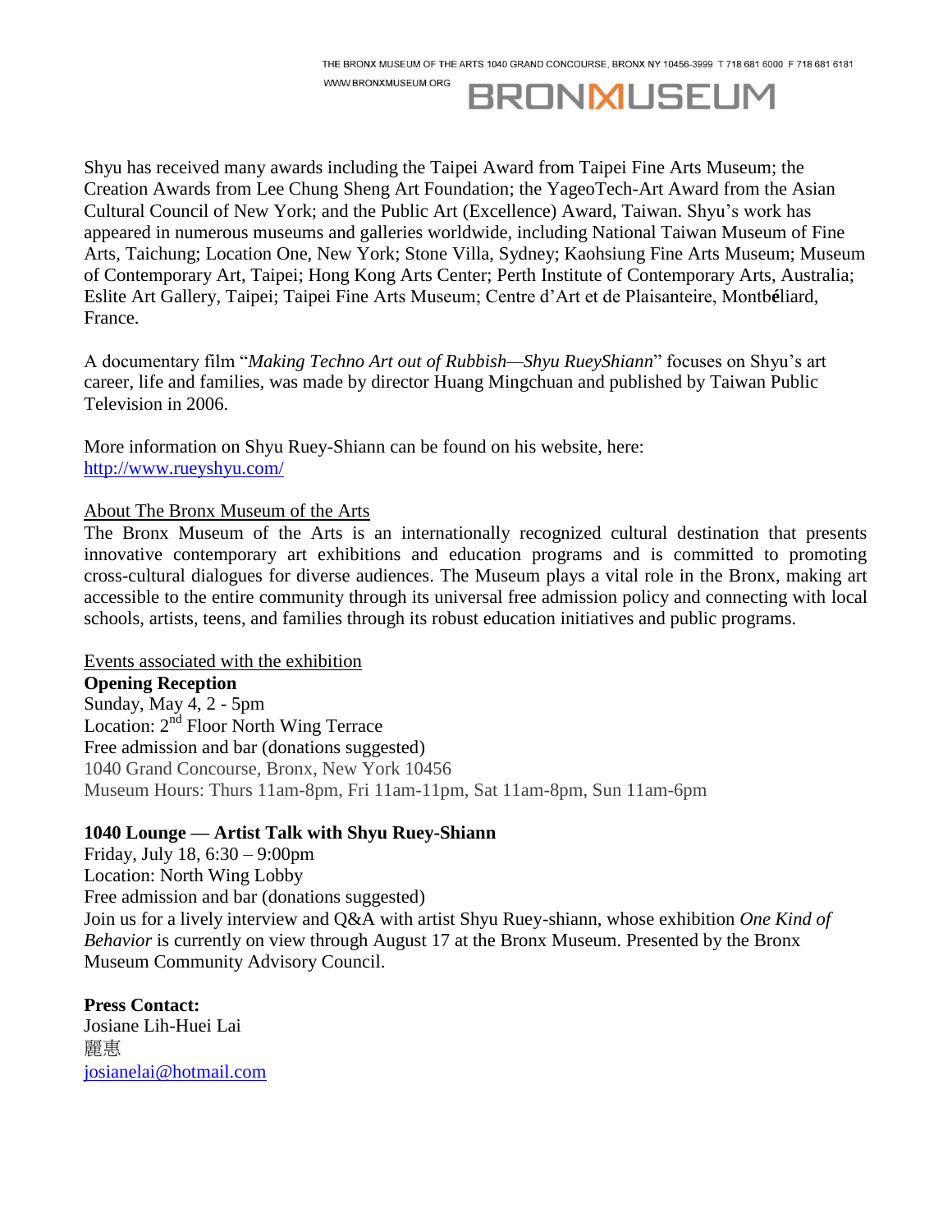Shyu has received many awards including the Taipei Award from Taipei Fine Arts Museum; the Creation Awards from Lee Chung Sheng Art Foundation; the YageoTech-Art Award from the Asian Cultural Council of New York; and the Public Art (Excellence) Award, Taiwan. Shyu's work has appeared in numerous museums and galleries worldwide, including National Taiwan Museum of Fine Arts, Taichung; Location One, New York; Stone Villa, Sydney; Kaohsiung Fine Arts Museum; Museum of Contemporary Art, Taipei; Hong Kong Arts Center; Perth Institute of Contemporary Arts, Australia; Eslite Art Gallery, Taipei; Taipei Fine Arts Museum; Centre d'Art et de Plaisanteire, Montbéliard, France.

A documentary film "*Making Techno Art out of Rubbish—Shyu RueyShiann*" focuses on Shyu's art career, life and families, was made by director Huang Mingchuan and published by Taiwan Public Television in 2006.

More information on Shyu Ruey-Shiann can be found on his website, here: http://www.rueyshyu.com/

About The Bronx Museum of the Arts

The Bronx Museum of the Arts is an internationally recognized cultural destination that presents innovative contemporary art exhibitions and education programs and is committed to promoting cross-cultural dialogues for diverse audiences. The Museum plays a vital role in the Bronx, making art accessible to the entire community through its universal free admission policy and connecting with local schools, artists, teens, and families through its robust education initiatives and public programs.

Events associated with the exhibition

**Opening Reception**
Sunday, May 4, 2 - 5pm
Location: 2nd Floor North Wing Terrace
Free admission and bar (donations suggested)
1040 Grand Concourse, Bronx, New York 10456
Museum Hours: Thurs 11am-8pm, Fri 11am-11pm, Sat 11am-8pm, Sun 11am-6pm

**1040 Lounge — Artist Talk with Shyu Ruey-Shiann**
Friday, July 18, 6:30 – 9:00pm
Location: North Wing Lobby
Free admission and bar (donations suggested)
Join us for a lively interview and Q&A with artist Shyu Ruey-shiann, whose exhibition *One Kind of Behavior* is currently on view through August 17 at the Bronx Museum. Presented by the Bronx Museum Community Advisory Council.

**Press Contact:**
Josiane Lih-Huei Lai
麗惠
josianelai@hotmail.com